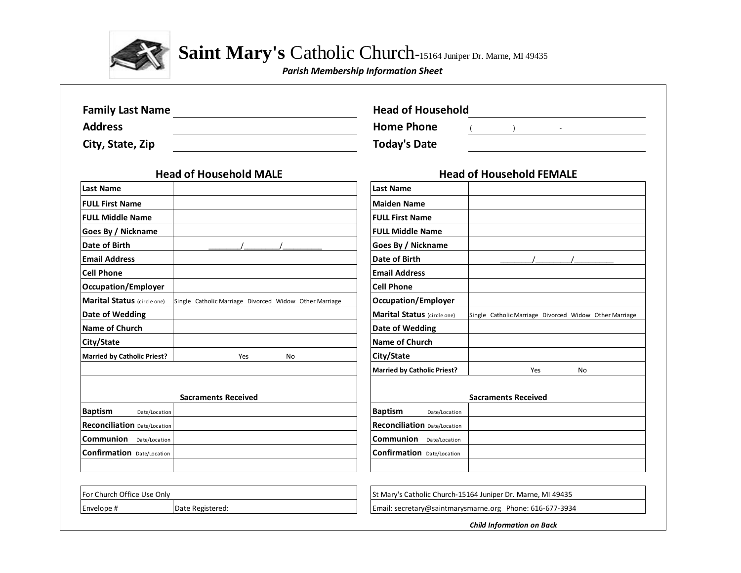# **Saint Mary's** Catholic Church-15164 Juniper Dr. Marne, MI 49435

***Parish Membership Information Sheet***

**Family Last Name** ______________________________

**Address** ______________________________

**City, State, Zip** ______________________________

**Head of Household** ______________________________

**Home Phone** (          )          -

**Today's Date** ______________________________

## Head of Household MALE

| | |
|---|---|
| **Last Name** | |
| **FULL First Name** | |
| **FULL Middle Name** | |
| **Goes By / Nickname** | |
| **Date of Birth** | ________/________/_________ |
| **Email Address** | |
| **Cell Phone** | |
| **Occupation/Employer** | |
| **Marital Status** (circle one) | Single   Catholic Marriage   Divorced   Widow   Other Marriage |
| **Date of Wedding** | |
| **Name of Church** | |
| **City/State** | |
| **Married by Catholic Priest?** | Yes          No |
| | |
| | |
| **Sacraments Received** | |
| **Baptism** Date/Location | |
| **Reconciliation** Date/Location | |
| **Communion** Date/Location | |
| **Confirmation** Date/Location | |
| | |

| | |
|---|---|
| For Church Office Use Only | |
| Envelope # | Date Registered: |

## Head of Household FEMALE

| | |
|---|---|
| **Last Name** | |
| **Maiden Name** | |
| **FULL First Name** | |
| **FULL Middle Name** | |
| **Goes By / Nickname** | |
| **Date of Birth** | ________/________/_________ |
| **Email Address** | |
| **Cell Phone** | |
| **Occupation/Employer** | |
| **Marital Status** (circle one) | Single   Catholic Marriage   Divorced   Widow   Other Marriage |
| **Date of Wedding** | |
| **Name of Church** | |
| **City/State** | |
| **Married by Catholic Priest?** | Yes          No |
| | |
| **Sacraments Received** | |
| **Baptism** Date/Location | |
| **Reconciliation** Date/Location | |
| **Communion** Date/Location | |
| **Confirmation** Date/Location | |
| | |

| |
|---|
| St Mary's Catholic Church-15164 Juniper Dr. Marne, MI 49435 |
| Email: secretary@saintmarysmarne.org   Phone: 616-677-3934 |

***Child Information on Back***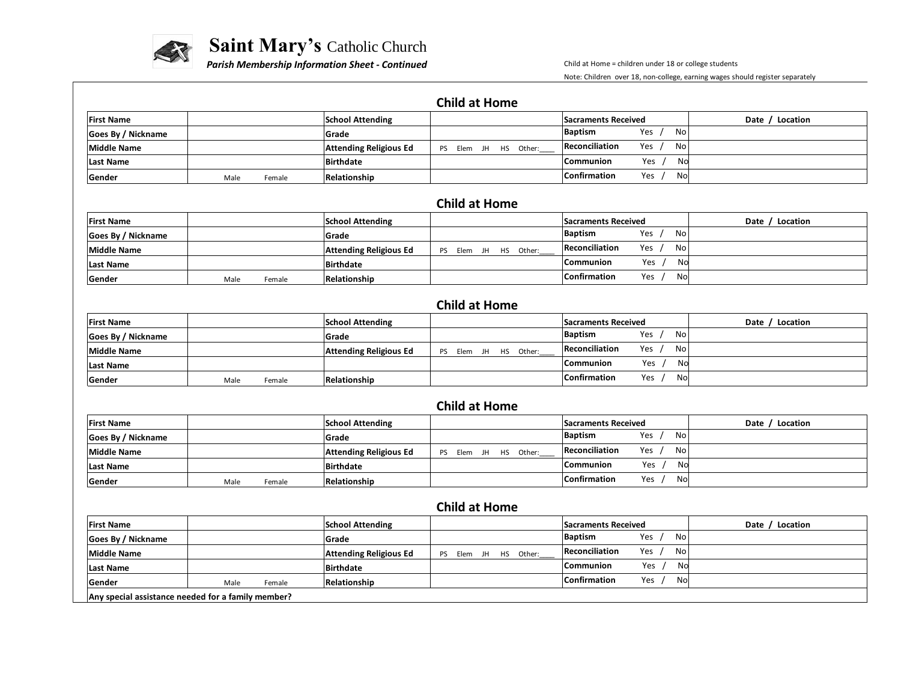# **Saint Mary's** Catholic Church

***Parish Membership Information Sheet - Continued***

Child at Home = children under 18 or college students

Note: Children over 18, non-college, earning wages should register separately

## Child at Home

| | | | | | |
|---|---|---|---|---|---|
| **First Name** | | **School Attending** | | **Sacraments Received** | **Date / Location** |
| **Goes By / Nickname** | | **Grade** | | **Baptism** Yes / No | |
| **Middle Name** | | **Attending Religious Ed** | PS Elem JH HS Other:____ | **Reconciliation** Yes / No | |
| **Last Name** | | **Birthdate** | | **Communion** Yes / No | |
| **Gender** | Male Female | **Relationship** | | **Confirmation** Yes / No | |

## Child at Home

| | | | | | |
|---|---|---|---|---|---|
| **First Name** | | **School Attending** | | **Sacraments Received** | **Date / Location** |
| **Goes By / Nickname** | | **Grade** | | **Baptism** Yes / No | |
| **Middle Name** | | **Attending Religious Ed** | PS Elem JH HS Other:____ | **Reconciliation** Yes / No | |
| **Last Name** | | **Birthdate** | | **Communion** Yes / No | |
| **Gender** | Male Female | **Relationship** | | **Confirmation** Yes / No | |

## Child at Home

| | | | | | |
|---|---|---|---|---|---|
| **First Name** | | **School Attending** | | **Sacraments Received** | **Date / Location** |
| **Goes By / Nickname** | | **Grade** | | **Baptism** Yes / No | |
| **Middle Name** | | **Attending Religious Ed** | PS Elem JH HS Other:____ | **Reconciliation** Yes / No | |
| **Last Name** | | | | **Communion** Yes / No | |
| **Gender** | Male Female | **Relationship** | | **Confirmation** Yes / No | |

## Child at Home

| | | | | | |
|---|---|---|---|---|---|
| **First Name** | | **School Attending** | | **Sacraments Received** | **Date / Location** |
| **Goes By / Nickname** | | **Grade** | | **Baptism** Yes / No | |
| **Middle Name** | | **Attending Religious Ed** | PS Elem JH HS Other:____ | **Reconciliation** Yes / No | |
| **Last Name** | | **Birthdate** | | **Communion** Yes / No | |
| **Gender** | Male Female | **Relationship** | | **Confirmation** Yes / No | |

## Child at Home

| | | | | | |
|---|---|---|---|---|---|
| **First Name** | | **School Attending** | | **Sacraments Received** | **Date / Location** |
| **Goes By / Nickname** | | **Grade** | | **Baptism** Yes / No | |
| **Middle Name** | | **Attending Religious Ed** | PS Elem JH HS Other:____ | **Reconciliation** Yes / No | |
| **Last Name** | | **Birthdate** | | **Communion** Yes / No | |
| **Gender** | Male Female | **Relationship** | | **Confirmation** Yes / No | |
| **Any special assistance needed for a family member?** | | | | | |